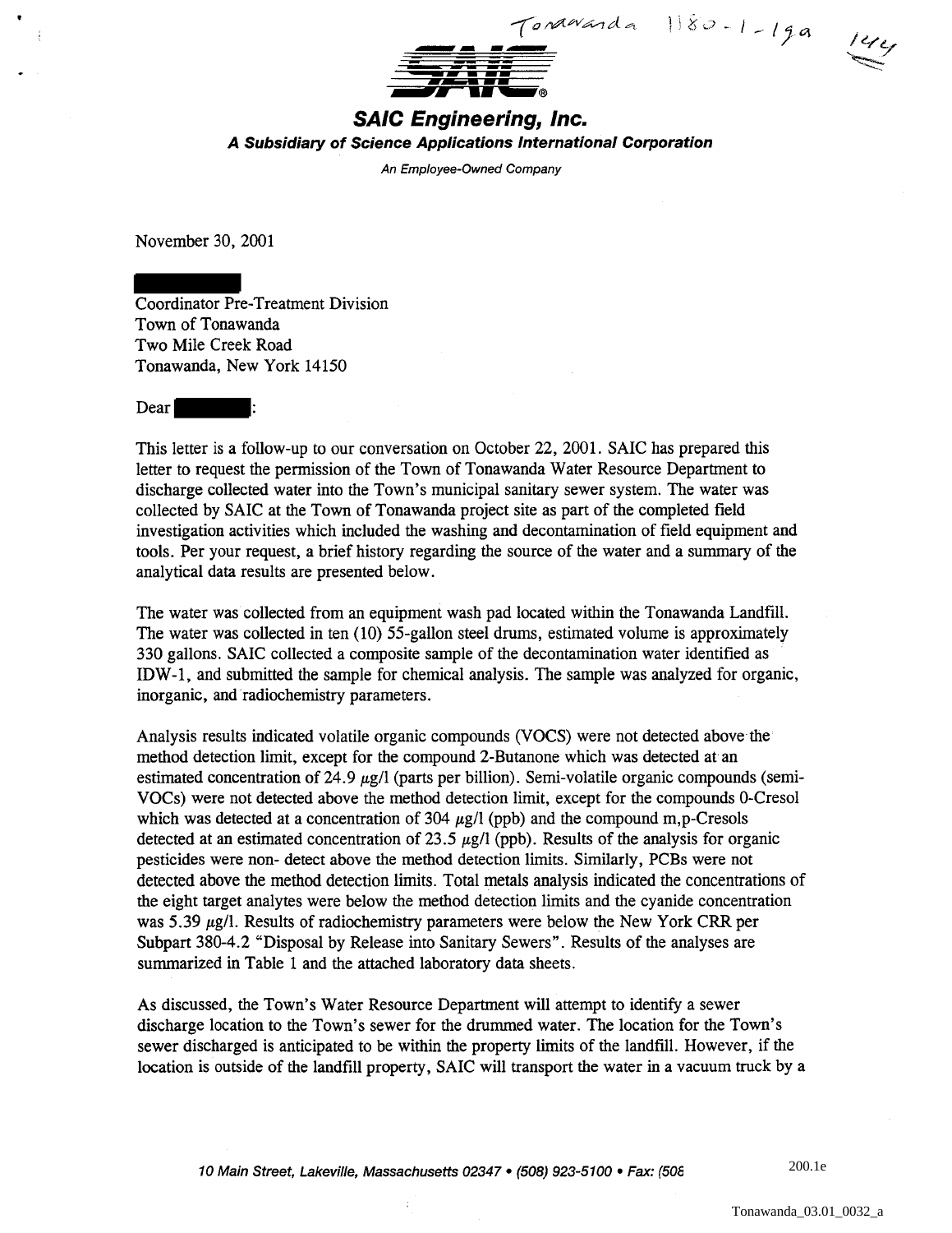Tonawanda 1180-1-19a

144

# SAIC Engineering, Inc.

***A Subsidiary of Science Applications International Corporation***

*An Employee-Owned Company*

November 30, 2001

Coordinator Pre-Treatment Division
Town of Tonawanda
Two Mile Creek Road
Tonawanda, New York 14150

Dear :

This letter is a follow-up to our conversation on October 22, 2001. SAIC has prepared this letter to request the permission of the Town of Tonawanda Water Resource Department to discharge collected water into the Town's municipal sanitary sewer system. The water was collected by SAIC at the Town of Tonawanda project site as part of the completed field investigation activities which included the washing and decontamination of field equipment and tools. Per your request, a brief history regarding the source of the water and a summary of the analytical data results are presented below.

The water was collected from an equipment wash pad located within the Tonawanda Landfill. The water was collected in ten (10) 55-gallon steel drums, estimated volume is approximately 330 gallons. SAIC collected a composite sample of the decontamination water identified as IDW-1, and submitted the sample for chemical analysis. The sample was analyzed for organic, inorganic, and radiochemistry parameters.

Analysis results indicated volatile organic compounds (VOCS) were not detected above the method detection limit, except for the compound 2-Butanone which was detected at an estimated concentration of 24.9 $\mu$g/l (parts per billion). Semi-volatile organic compounds (semi-VOCs) were not detected above the method detection limit, except for the compounds 0-Cresol which was detected at a concentration of 304 $\mu$g/l (ppb) and the compound m,p-Cresols detected at an estimated concentration of 23.5 $\mu$g/l (ppb). Results of the analysis for organic pesticides were non- detect above the method detection limits. Similarly, PCBs were not detected above the method detection limits. Total metals analysis indicated the concentrations of the eight target analytes were below the method detection limits and the cyanide concentration was 5.39 $\mu$g/l. Results of radiochemistry parameters were below the New York CRR per Subpart 380-4.2 "Disposal by Release into Sanitary Sewers". Results of the analyses are summarized in Table 1 and the attached laboratory data sheets.

As discussed, the Town's Water Resource Department will attempt to identify a sewer discharge location to the Town's sewer for the drummed water. The location for the Town's sewer discharged is anticipated to be within the property limits of the landfill. However, if the location is outside of the landfill property, SAIC will transport the water in a vacuum truck by a

*10 Main Street, Lakeville, Massachusetts 02347 • (508) 923-5100 • Fax: (508*

200.1e

Tonawanda_03.01_0032_a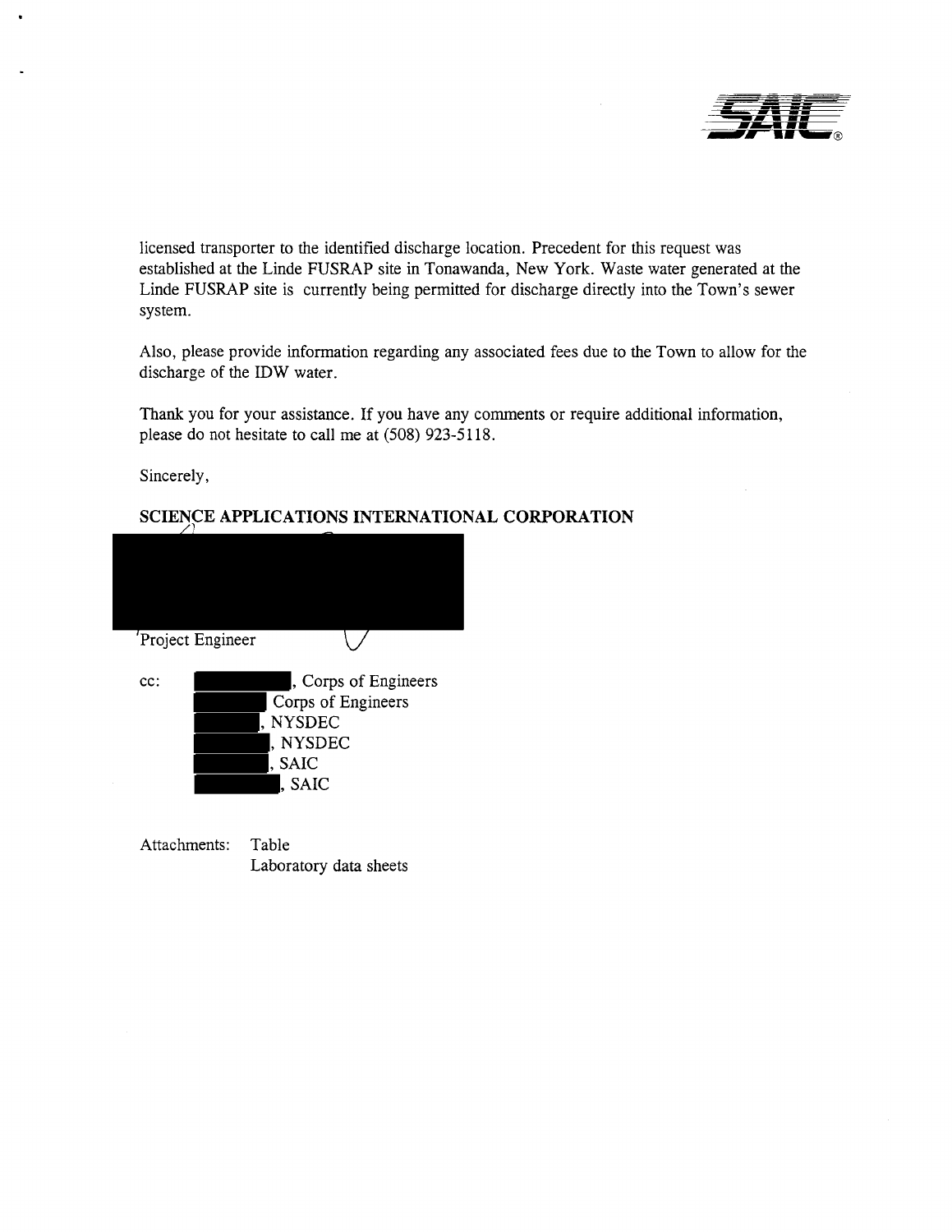licensed transporter to the identified discharge location. Precedent for this request was established at the Linde FUSRAP site in Tonawanda, New York. Waste water generated at the Linde FUSRAP site is currently being permitted for discharge directly into the Town's sewer system.

Also, please provide information regarding any associated fees due to the Town to allow for the discharge of the IDW water.

Thank you for your assistance. If you have any comments or require additional information, please do not hesitate to call me at (508) 923-5118.

Sincerely,

**SCIENCE APPLICATIONS INTERNATIONAL CORPORATION**

Project Engineer

cc:
, Corps of Engineers
Corps of Engineers
, NYSDEC
, NYSDEC
, SAIC
, SAIC

Attachments: Table
Laboratory data sheets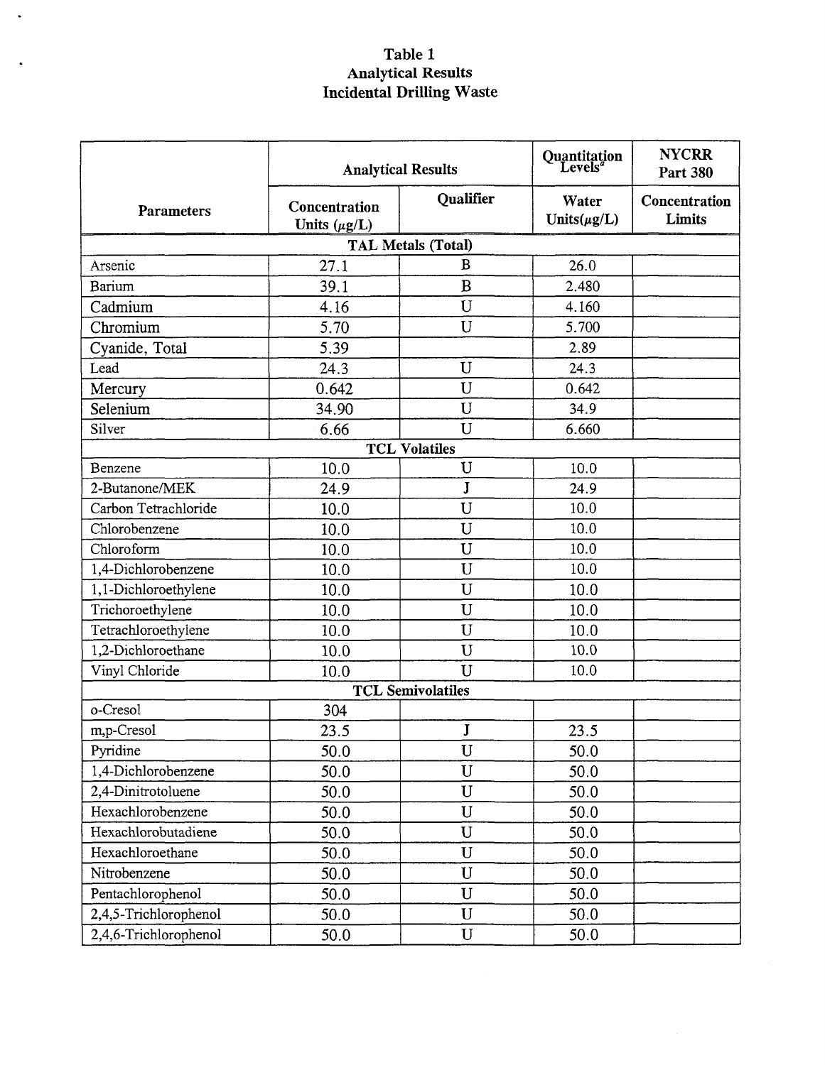# Table 1
## Analytical Results
## Incidental Drilling Waste

| Parameters | Analytical Results | | Quantitation Levels[a] | NYCRR Part 380 |
|---|---|---|---|---|
| | Concentration Units (μg/L) | Qualifier | Water Units(μg/L) | Concentration Limits |
| **TAL Metals (Total)** | | | | |
| Arsenic | 27.1 | B | 26.0 | |
| Barium | 39.1 | B | 2.480 | |
| Cadmium | 4.16 | U | 4.160 | |
| Chromium | 5.70 | U | 5.700 | |
| Cyanide, Total | 5.39 | | 2.89 | |
| Lead | 24.3 | U | 24.3 | |
| Mercury | 0.642 | U | 0.642 | |
| Selenium | 34.90 | U | 34.9 | |
| Silver | 6.66 | U | 6.660 | |
| **TCL Volatiles** | | | | |
| Benzene | 10.0 | U | 10.0 | |
| 2-Butanone/MEK | 24.9 | J | 24.9 | |
| Carbon Tetrachloride | 10.0 | U | 10.0 | |
| Chlorobenzene | 10.0 | U | 10.0 | |
| Chloroform | 10.0 | U | 10.0 | |
| 1,4-Dichlorobenzene | 10.0 | U | 10.0 | |
| 1,1-Dichloroethylene | 10.0 | U | 10.0 | |
| Trichoroethylene | 10.0 | U | 10.0 | |
| Tetrachloroethylene | 10.0 | U | 10.0 | |
| 1,2-Dichloroethane | 10.0 | U | 10.0 | |
| Vinyl Chloride | 10.0 | U | 10.0 | |
| **TCL Semivolatiles** | | | | |
| o-Cresol | 304 | | | |
| m,p-Cresol | 23.5 | J | 23.5 | |
| Pyridine | 50.0 | U | 50.0 | |
| 1,4-Dichlorobenzene | 50.0 | U | 50.0 | |
| 2,4-Dinitrotoluene | 50.0 | U | 50.0 | |
| Hexachlorobenzene | 50.0 | U | 50.0 | |
| Hexachlorobutadiene | 50.0 | U | 50.0 | |
| Hexachloroethane | 50.0 | U | 50.0 | |
| Nitrobenzene | 50.0 | U | 50.0 | |
| Pentachlorophenol | 50.0 | U | 50.0 | |
| 2,4,5-Trichlorophenol | 50.0 | U | 50.0 | |
| 2,4,6-Trichlorophenol | 50.0 | U | 50.0 | |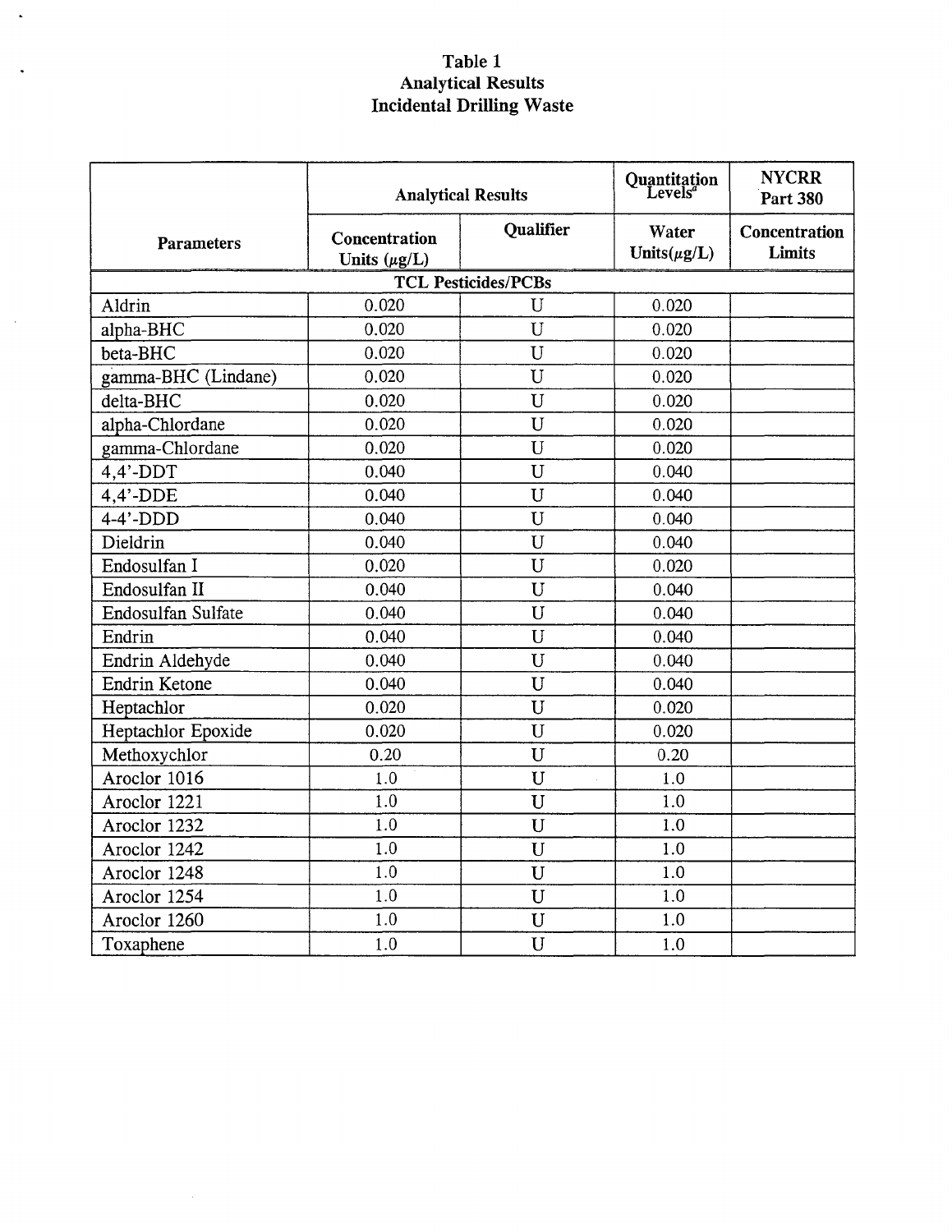# Table 1
## Analytical Results
## Incidental Drilling Waste

| Parameters | Analytical Results | | Quantitation Levels[a] | NYCRR Part 380 |
|---|---|---|---|---|
| | Concentration Units (μg/L) | Qualifier | Water Units(μg/L) | Concentration Limits |
| **TCL Pesticides/PCBs** | | | | |
| Aldrin | 0.020 | U | 0.020 | |
| alpha-BHC | 0.020 | U | 0.020 | |
| beta-BHC | 0.020 | U | 0.020 | |
| gamma-BHC (Lindane) | 0.020 | U | 0.020 | |
| delta-BHC | 0.020 | U | 0.020 | |
| alpha-Chlordane | 0.020 | U | 0.020 | |
| gamma-Chlordane | 0.020 | U | 0.020 | |
| 4,4'-DDT | 0.040 | U | 0.040 | |
| 4,4'-DDE | 0.040 | U | 0.040 | |
| 4-4'-DDD | 0.040 | U | 0.040 | |
| Dieldrin | 0.040 | U | 0.040 | |
| Endosulfan I | 0.020 | U | 0.020 | |
| Endosulfan II | 0.040 | U | 0.040 | |
| Endosulfan Sulfate | 0.040 | U | 0.040 | |
| Endrin | 0.040 | U | 0.040 | |
| Endrin Aldehyde | 0.040 | U | 0.040 | |
| Endrin Ketone | 0.040 | U | 0.040 | |
| Heptachlor | 0.020 | U | 0.020 | |
| Heptachlor Epoxide | 0.020 | U | 0.020 | |
| Methoxychlor | 0.20 | U | 0.20 | |
| Aroclor 1016 | 1.0 | U | 1.0 | |
| Aroclor 1221 | 1.0 | U | 1.0 | |
| Aroclor 1232 | 1.0 | U | 1.0 | |
| Aroclor 1242 | 1.0 | U | 1.0 | |
| Aroclor 1248 | 1.0 | U | 1.0 | |
| Aroclor 1254 | 1.0 | U | 1.0 | |
| Aroclor 1260 | 1.0 | U | 1.0 | |
| Toxaphene | 1.0 | U | 1.0 | |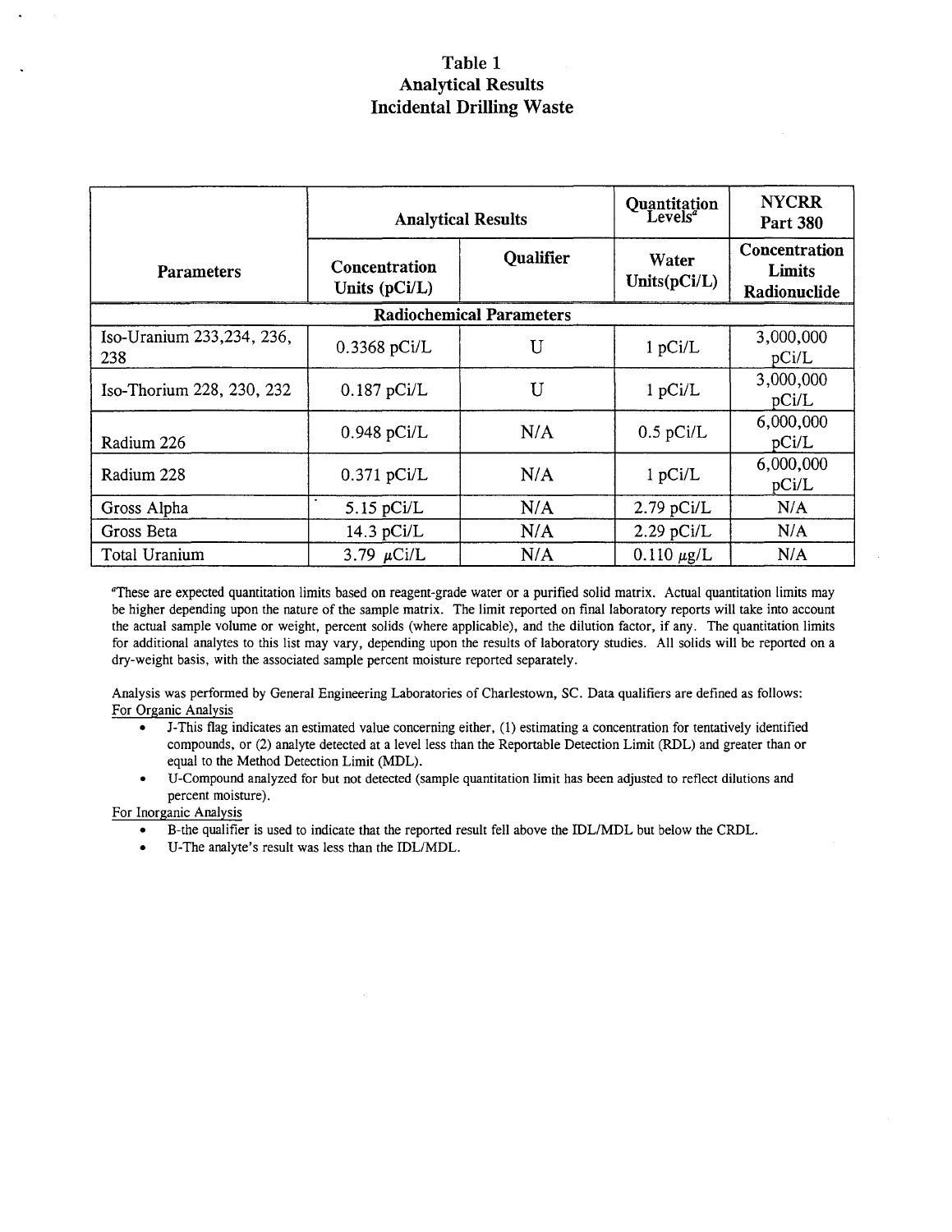# Table 1
## Analytical Results
## Incidental Drilling Waste

| Parameters | Analytical Results | | Quantitation Levels[a] | NYCRR Part 380 |
|---|---|---|---|---|
| | Concentration Units (pCi/L) | Qualifier | Water Units(pCi/L) | Concentration Limits Radionuclide |
| **Radiochemical Parameters** | | | | |
| Iso-Uranium 233,234, 236, 238 | 0.3368 pCi/L | U | 1 pCi/L | 3,000,000 pCi/L |
| Iso-Thorium 228, 230, 232 | 0.187 pCi/L | U | 1 pCi/L | 3,000,000 pCi/L |
| Radium 226 | 0.948 pCi/L | N/A | 0.5 pCi/L | 6,000,000 pCi/L |
| Radium 228 | 0.371 pCi/L | N/A | 1 pCi/L | 6,000,000 pCi/L |
| Gross Alpha | 5.15 pCi/L | N/A | 2.79 pCi/L | N/A |
| Gross Beta | 14.3 pCi/L | N/A | 2.29 pCi/L | N/A |
| Total Uranium | 3.79 $\mu$Ci/L | N/A | 0.110 $\mu$g/L | N/A |

[a]These are expected quantitation limits based on reagent-grade water or a purified solid matrix. Actual quantitation limits may be higher depending upon the nature of the sample matrix. The limit reported on final laboratory reports will take into account the actual sample volume or weight, percent solids (where applicable), and the dilution factor, if any. The quantitation limits for additional analytes to this list may vary, depending upon the results of laboratory studies. All solids will be reported on a dry-weight basis, with the associated sample percent moisture reported separately.

Analysis was performed by General Engineering Laboratories of Charlestown, SC. Data qualifiers are defined as follows:

For Organic Analysis

- J-This flag indicates an estimated value concerning either, (1) estimating a concentration for tentatively identified compounds, or (2) analyte detected at a level less than the Reportable Detection Limit (RDL) and greater than or equal to the Method Detection Limit (MDL).
- U-Compound analyzed for but not detected (sample quantitation limit has been adjusted to reflect dilutions and percent moisture).

For Inorganic Analysis

- B-the qualifier is used to indicate that the reported result fell above the IDL/MDL but below the CRDL.
- U-The analyte's result was less than the IDL/MDL.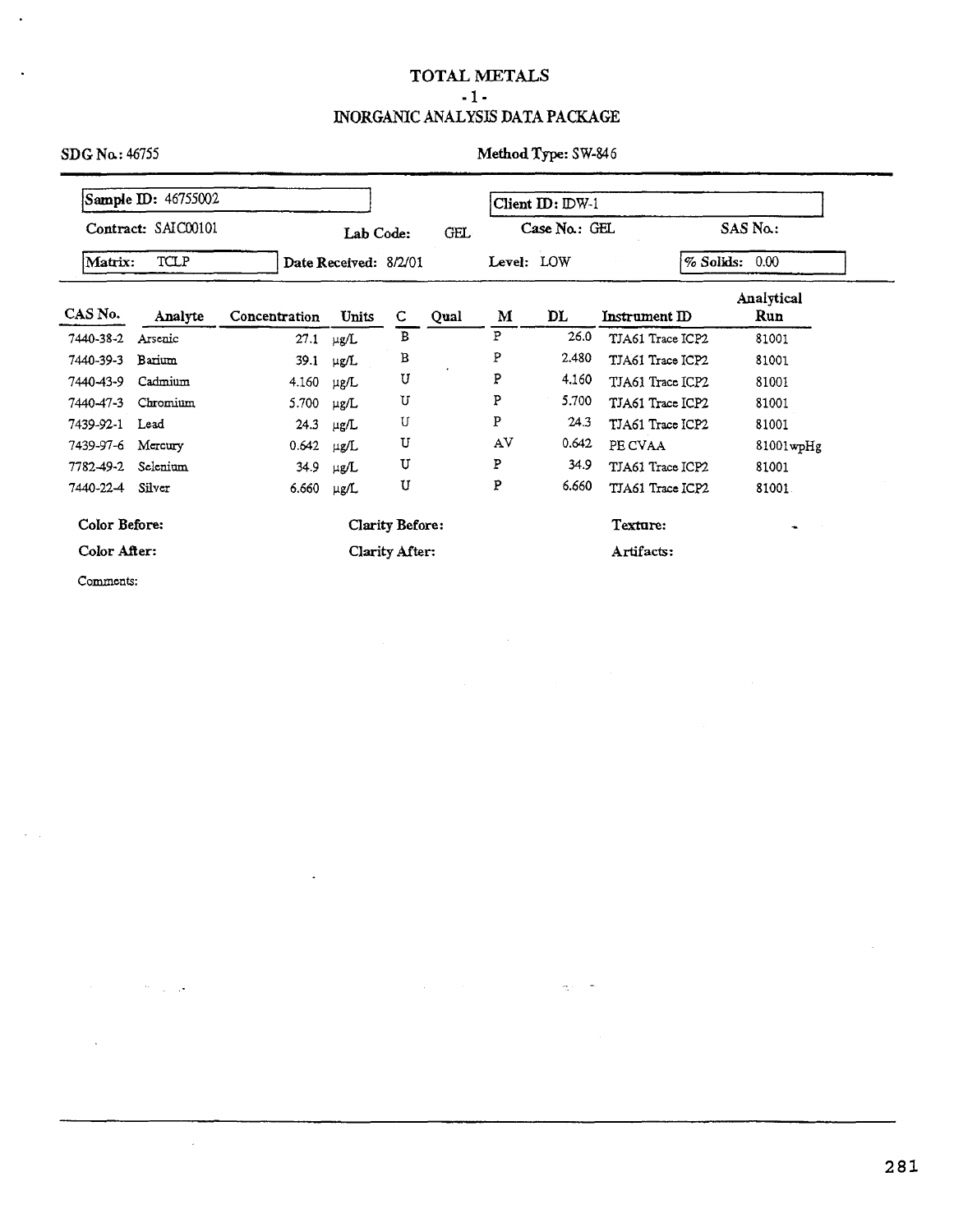# TOTAL METALS

## - 1 -

## INORGANIC ANALYSIS DATA PACKAGE

**SDG No.:** 46755

**Method Type:** SW-846

**Sample ID:** 46755002

**Client ID:** IDW-1

**Contract:** SAIC00101

**Lab Code:** GEL

**Case No.:** GEL

**SAS No.:**

**Matrix:** TCLP

**Date Received:** 8/2/01

**Level:** LOW

**% Solids:** 0.00

| CAS No. | Analyte | Concentration | Units | C | Qual | M | DL | Instrument ID | Analytical Run |
|---|---|---|---|---|---|---|---|---|---|
| 7440-38-2 | Arsenic | 27.1 | µg/L | B | | P | 26.0 | TJA61 Trace ICP2 | 81001 |
| 7440-39-3 | Barium | 39.1 | µg/L | B | | P | 2.480 | TJA61 Trace ICP2 | 81001 |
| 7440-43-9 | Cadmium | 4.160 | µg/L | U | | P | 4.160 | TJA61 Trace ICP2 | 81001 |
| 7440-47-3 | Chromium | 5.700 | µg/L | U | | P | 5.700 | TJA61 Trace ICP2 | 81001 |
| 7439-92-1 | Lead | 24.3 | µg/L | U | | P | 24.3 | TJA61 Trace ICP2 | 81001 |
| 7439-97-6 | Mercury | 0.642 | µg/L | U | | AV | 0.642 | PE CVAA | 81001wpHg |
| 7782-49-2 | Selenium | 34.9 | µg/L | U | | P | 34.9 | TJA61 Trace ICP2 | 81001 |
| 7440-22-4 | Silver | 6.660 | µg/L | U | | P | 6.660 | TJA61 Trace ICP2 | 81001 |

**Color Before:** **Clarity Before:** **Texture:**

**Color After:** **Clarity After:** **Artifacts:**

Comments: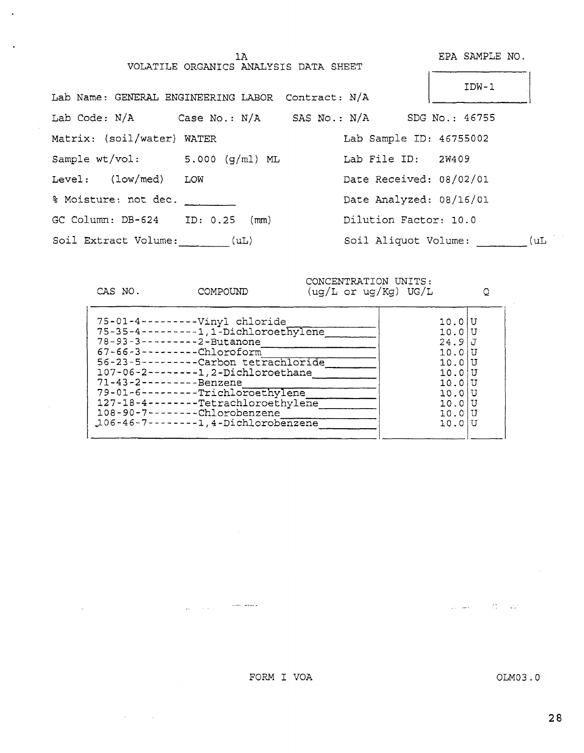1A

VOLATILE ORGANICS ANALYSIS DATA SHEET

EPA SAMPLE NO.

IDW-1

Lab Name: GENERAL ENGINEERING LABOR Contract: N/A

Lab Code: N/A Case No.: N/A SAS No.: N/A SDG No.: 46755

Matrix: (soil/water) WATER Lab Sample ID: 46755002

Sample wt/vol: 5.000 (g/ml) ML Lab File ID: 2W409

Level: (low/med) LOW Date Received: 08/02/01

% Moisture: not dec. ________ Date Analyzed: 08/16/01

GC Column: DB-624 ID: 0.25 (mm) Dilution Factor: 10.0

Soil Extract Volume: ________ (uL) Soil Aliquot Volume: ________ (uL

| CAS NO. | COMPOUND | CONCENTRATION UNITS: (ug/L or ug/Kg) UG/L | Q |
|---|---|---|---|
| 75-01-4 | Vinyl chloride | 10.0 | U |
| 75-35-4 | 1,1-Dichloroethylene | 10.0 | U |
| 78-93-3 | 2-Butanone | 24.9 | J |
| 67-66-3 | Chloroform | 10.0 | U |
| 56-23-5 | Carbon tetrachloride | 10.0 | U |
| 107-06-2 | 1,2-Dichloroethane | 10.0 | U |
| 71-43-2 | Benzene | 10.0 | U |
| 79-01-6 | Trichloroethylene | 10.0 | U |
| 127-18-4 | Tetrachloroethylene | 10.0 | U |
| 108-90-7 | Chlorobenzene | 10.0 | U |
| 106-46-7 | 1,4-Dichlorobenzene | 10.0 | U |

FORM I VOA OLM03.0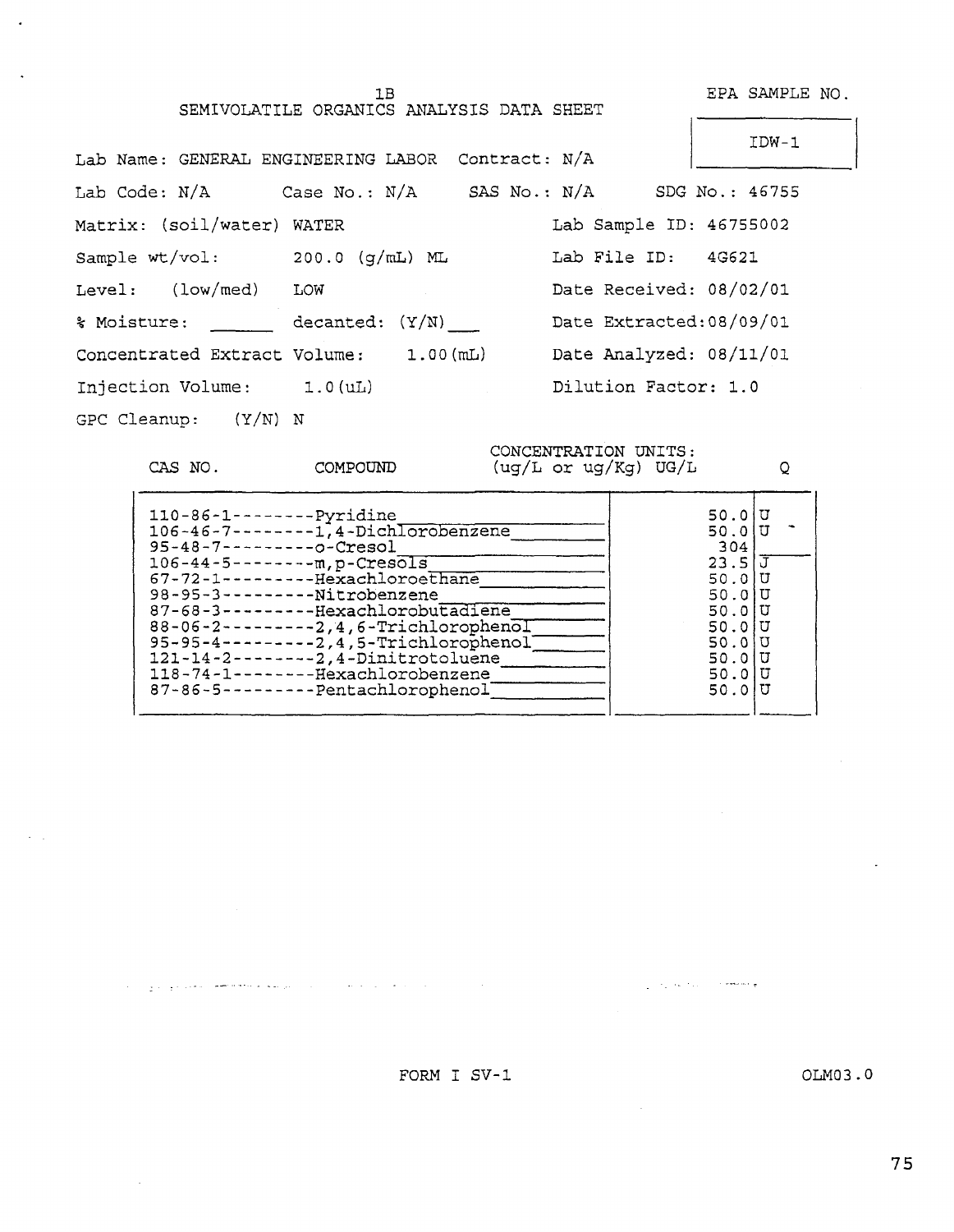# 1B
## SEMIVOLATILE ORGANICS ANALYSIS DATA SHEET

EPA SAMPLE NO.: IDW-1

Lab Name: GENERAL ENGINEERING LABOR  Contract: N/A

Lab Code: N/A  Case No.: N/A  SAS No.: N/A  SDG No.: 46755

Matrix: (soil/water) WATER  Lab Sample ID: 46755002

Sample wt/vol: 200.0 (g/mL) ML  Lab File ID: 4G621

Level: (low/med) LOW  Date Received: 08/02/01

% Moisture: ______ decanted: (Y/N) ___  Date Extracted: 08/09/01

Concentrated Extract Volume: 1.00(mL)  Date Analyzed: 08/11/01

Injection Volume: 1.0(uL)  Dilution Factor: 1.0

GPC Cleanup: (Y/N) N

CONCENTRATION UNITS: (ug/L or ug/Kg) UG/L

| CAS NO. | COMPOUND | CONCENTRATION | Q |
|---|---|---|---|
| 110-86-1 | Pyridine | 50.0 | U |
| 106-46-7 | 1,4-Dichlorobenzene | 50.0 | U |
| 95-48-7 | o-Cresol | 304 | |
| 106-44-5 | m,p-Cresols | 23.5 | J |
| 67-72-1 | Hexachloroethane | 50.0 | U |
| 98-95-3 | Nitrobenzene | 50.0 | U |
| 87-68-3 | Hexachlorobutadiene | 50.0 | U |
| 88-06-2 | 2,4,6-Trichlorophenol | 50.0 | U |
| 95-95-4 | 2,4,5-Trichlorophenol | 50.0 | U |
| 121-14-2 | 2,4-Dinitrotoluene | 50.0 | U |
| 118-74-1 | Hexachlorobenzene | 50.0 | U |
| 87-86-5 | Pentachlorophenol | 50.0 | U |

FORM I SV-1  OLM03.0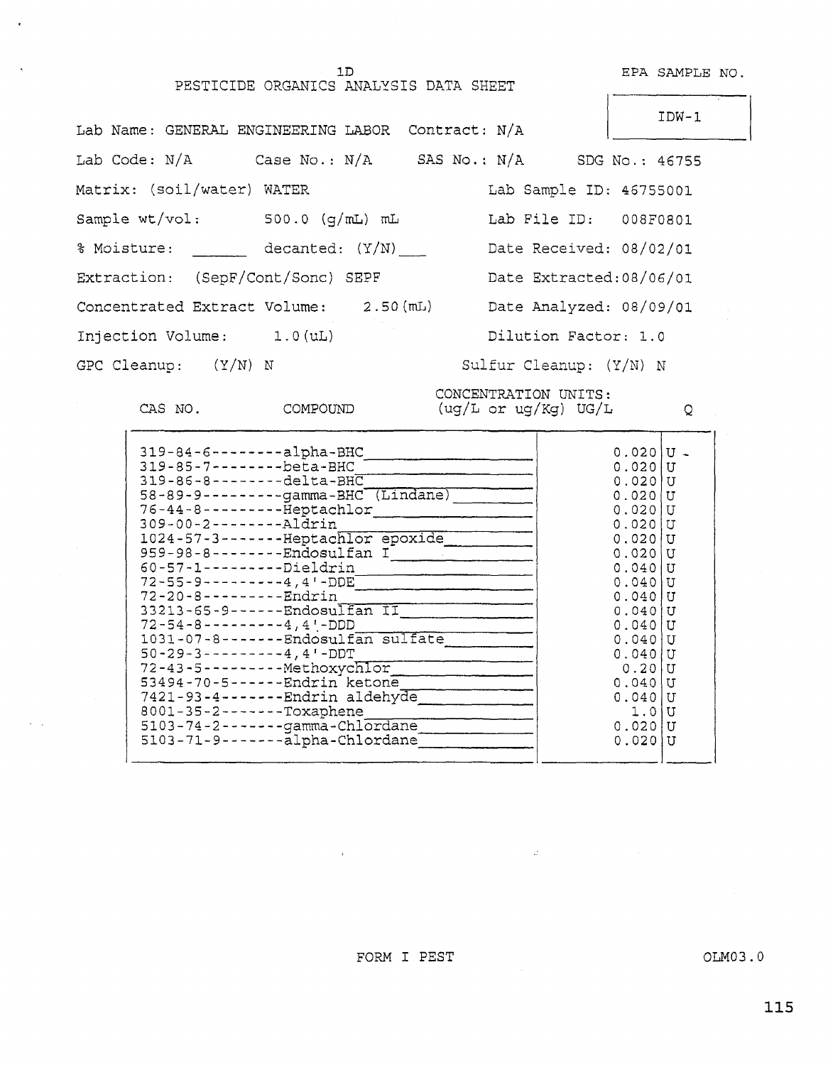1D
# PESTICIDE ORGANICS ANALYSIS DATA SHEET

EPA SAMPLE NO.: IDW-1

Lab Name: GENERAL ENGINEERING LABOR   Contract: N/A

Lab Code: N/A   Case No.: N/A   SAS No.: N/A   SDG No.: 46755

Matrix: (soil/water) WATER   Lab Sample ID: 46755001

Sample wt/vol: 500.0 (g/mL) mL   Lab File ID: 008F0801

% Moisture: ______ decanted: (Y/N)___   Date Received: 08/02/01

Extraction: (SepF/Cont/Sonc) SEPF   Date Extracted: 08/06/01

Concentrated Extract Volume: 2.50 (mL)   Date Analyzed: 08/09/01

Injection Volume: 1.0 (uL)   Dilution Factor: 1.0

GPC Cleanup: (Y/N) N   Sulfur Cleanup: (Y/N) N

| CAS NO. | COMPOUND | CONCENTRATION UNITS: (ug/L or ug/Kg) UG/L | Q |
|---|---|---|---|
| 319-84-6 | alpha-BHC | 0.020 | U |
| 319-85-7 | beta-BHC | 0.020 | U |
| 319-86-8 | delta-BHC | 0.020 | U |
| 58-89-9 | gamma-BHC (Lindane) | 0.020 | U |
| 76-44-8 | Heptachlor | 0.020 | U |
| 309-00-2 | Aldrin | 0.020 | U |
| 1024-57-3 | Heptachlor epoxide | 0.020 | U |
| 959-98-8 | Endosulfan I | 0.020 | U |
| 60-57-1 | Dieldrin | 0.040 | U |
| 72-55-9 | 4,4'-DDE | 0.040 | U |
| 72-20-8 | Endrin | 0.040 | U |
| 33213-65-9 | Endosulfan II | 0.040 | U |
| 72-54-8 | 4,4'-DDD | 0.040 | U |
| 1031-07-8 | Endosulfan sulfate | 0.040 | U |
| 50-29-3 | 4,4'-DDT | 0.040 | U |
| 72-43-5 | Methoxychlor | 0.20 | U |
| 53494-70-5 | Endrin ketone | 0.040 | U |
| 7421-93-4 | Endrin aldehyde | 0.040 | U |
| 8001-35-2 | Toxaphene | 1.0 | U |
| 5103-74-2 | gamma-Chlordane | 0.020 | U |
| 5103-71-9 | alpha-Chlordane | 0.020 | U |

FORM I PEST   OLM03.0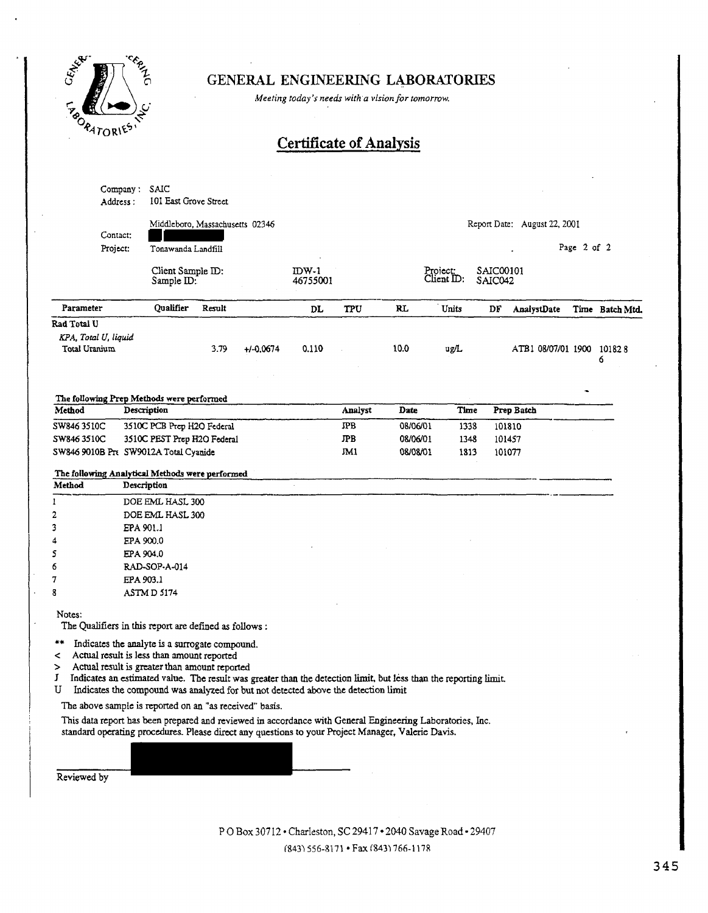# GENERAL ENGINEERING LABORATORIES

*Meeting today's needs with a vision for tomorrow.*

## Certificate of Analysis

Company : SAIC
Address : 101 East Grove Street
Middleboro, Massachusetts 02346

Contact:
Project: Tonawanda Landfill

Report Date: August 22, 2001

Client Sample ID: IDW-1
Sample ID: 46755001

Project: SAIC00101
Client ID: SAIC042

| Parameter | Qualifier | Result | | DL | TPU | RL | Units | DF | AnalystDate | Time | Batch | Mtd. |
|---|---|---|---|---|---|---|---|---|---|---|---|---|
| **Rad Total U** | | | | | | | | | | | | |
| *KPA, Total U, liquid* | | | | | | | | | | | | |
| Total Uranium | | 3.79 | +/-0.0674 | 0.110 | | 10.0 | ug/L | | ATB1 08/07/01 | 1900 | 101828 | 6 |

**The following Prep Methods were performed**

| Method | Description | Analyst | Date | Time | Prep Batch |
|---|---|---|---|---|---|
| SW846 3510C | 3510C PCB Prep H2O Federal | JPB | 08/06/01 | 1338 | 101810 |
| SW846 3510C | 3510C PEST Prep H2O Federal | JPB | 08/06/01 | 1348 | 101457 |
| SW846 9010B Pr | SW9012A Total Cyanide | JM1 | 08/08/01 | 1813 | 101077 |

**The following Analytical Methods were performed**

| Method | Description |
|---|---|
| 1 | DOE EML HASL 300 |
| 2 | DOE EML HASL 300 |
| 3 | EPA 901.1 |
| 4 | EPA 900.0 |
| 5 | EPA 904.0 |
| 6 | RAD-SOP-A-014 |
| 7 | EPA 903.1 |
| 8 | ASTM D 5174 |

Notes:
The Qualifiers in this report are defined as follows :

- ** Indicates the analyte is a surrogate compound.
- < Actual result is less than amount reported
- > Actual result is greater than amount reported
- J Indicates an estimated value. The result was greater than the detection limit, but less than the reporting limit.
- U Indicates the compound was analyzed for but not detected above the detection limit

The above sample is reported on an "as received" basis.

This data report has been prepared and reviewed in accordance with General Engineering Laboratories, Inc. standard operating procedures. Please direct any questions to your Project Manager, Valerie Davis.

Reviewed by

P O Box 30712 • Charleston, SC 29417 • 2040 Savage Road • 29407
(843) 556-8171 • Fax (843) 766-1178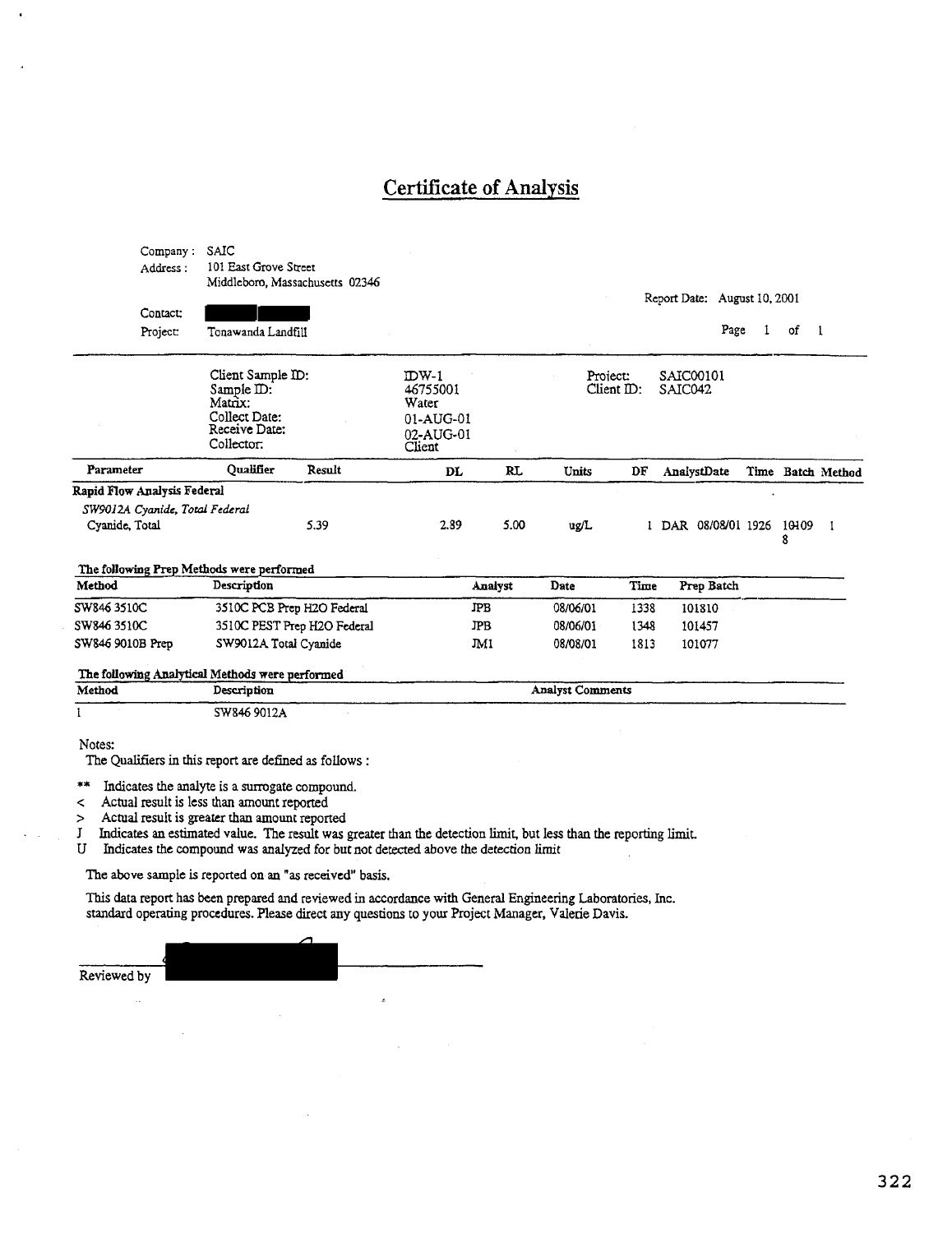# Certificate of Analysis

Company : SAIC
Address : 101 East Grove Street
Middleboro, Massachusetts 02346

Report Date: August 10, 2001

Contact:

Project: Tonawanda Landfill

| | | | |
|---|---|---|---|
| Client Sample ID: | IDW-1 | Project: | SAIC00101 |
| Sample ID: | 46755001 | Client ID: | SAIC042 |
| Matrix: | Water | | |
| Collect Date: | 01-AUG-01 | | |
| Receive Date: | 02-AUG-01 | | |
| Collector: | Client | | |

| Parameter | Qualifier | Result | DL | RL | Units | DF | AnalystDate | Time | Batch | Method |
|---|---|---|---|---|---|---|---|---|---|---|
| **Rapid Flow Analysis Federal** | | | | | | | | | | |
| *SW9012A Cyanide, Total Federal* | | | | | | | | | | |
| Cyanide, Total | | 5.39 | 2.89 | 5.00 | ug/L | 1 | DAR 08/08/01 | 1926 | 101098 | 1 |

**The following Prep Methods were performed**

| Method | Description | Analyst | Date | Time | Prep Batch |
|---|---|---|---|---|---|
| SW846 3510C | 3510C PCB Prep H2O Federal | JPB | 08/06/01 | 1338 | 101810 |
| SW846 3510C | 3510C PEST Prep H2O Federal | JPB | 08/06/01 | 1348 | 101457 |
| SW846 9010B Prep | SW9012A Total Cyanide | JM1 | 08/08/01 | 1813 | 101077 |

**The following Analytical Methods were performed**

| Method | Description | Analyst Comments |
|---|---|---|
| 1 | SW846 9012A | |

Notes:
The Qualifiers in this report are defined as follows :

** Indicates the analyte is a surrogate compound.
< Actual result is less than amount reported
> Actual result is greater than amount reported
J Indicates an estimated value. The result was greater than the detection limit, but less than the reporting limit.
U Indicates the compound was analyzed for but not detected above the detection limit

The above sample is reported on an "as received" basis.

This data report has been prepared and reviewed in accordance with General Engineering Laboratories, Inc. standard operating procedures. Please direct any questions to your Project Manager, Valerie Davis.

Reviewed by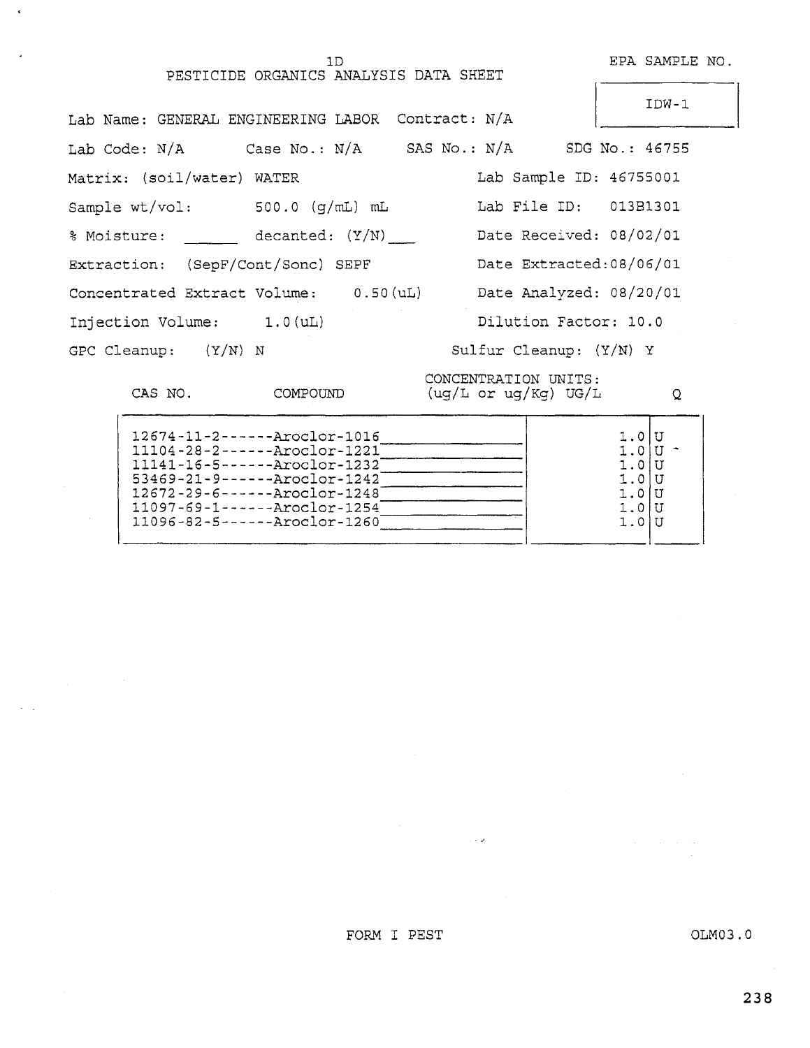1D
PESTICIDE ORGANICS ANALYSIS DATA SHEET

EPA SAMPLE NO.

| IDW-1 |
|---|

Lab Name: GENERAL ENGINEERING LABOR  Contract: N/A

Lab Code: N/A  Case No.: N/A  SAS No.: N/A  SDG No.: 46755

Matrix: (soil/water) WATER  Lab Sample ID: 46755001

Sample wt/vol: 500.0 (g/mL) mL  Lab File ID: 013B1301

% Moisture: ______ decanted: (Y/N) ___  Date Received: 08/02/01

Extraction: (SepF/Cont/Sonc) SEPF  Date Extracted: 08/06/01

Concentrated Extract Volume: 0.50(uL)  Date Analyzed: 08/20/01

Injection Volume: 1.0(uL)  Dilution Factor: 10.0

GPC Cleanup: (Y/N) N  Sulfur Cleanup: (Y/N) Y

| CAS NO. | COMPOUND | CONCENTRATION UNITS: (ug/L or ug/Kg) UG/L | Q |
|---|---|---|---|
| 12674-11-2 | Aroclor-1016 | 1.0 | U |
| 11104-28-2 | Aroclor-1221 | 1.0 | U |
| 11141-16-5 | Aroclor-1232 | 1.0 | U |
| 53469-21-9 | Aroclor-1242 | 1.0 | U |
| 12672-29-6 | Aroclor-1248 | 1.0 | U |
| 11097-69-1 | Aroclor-1254 | 1.0 | U |
| 11096-82-5 | Aroclor-1260 | 1.0 | U |

FORM I PEST  OLM03.0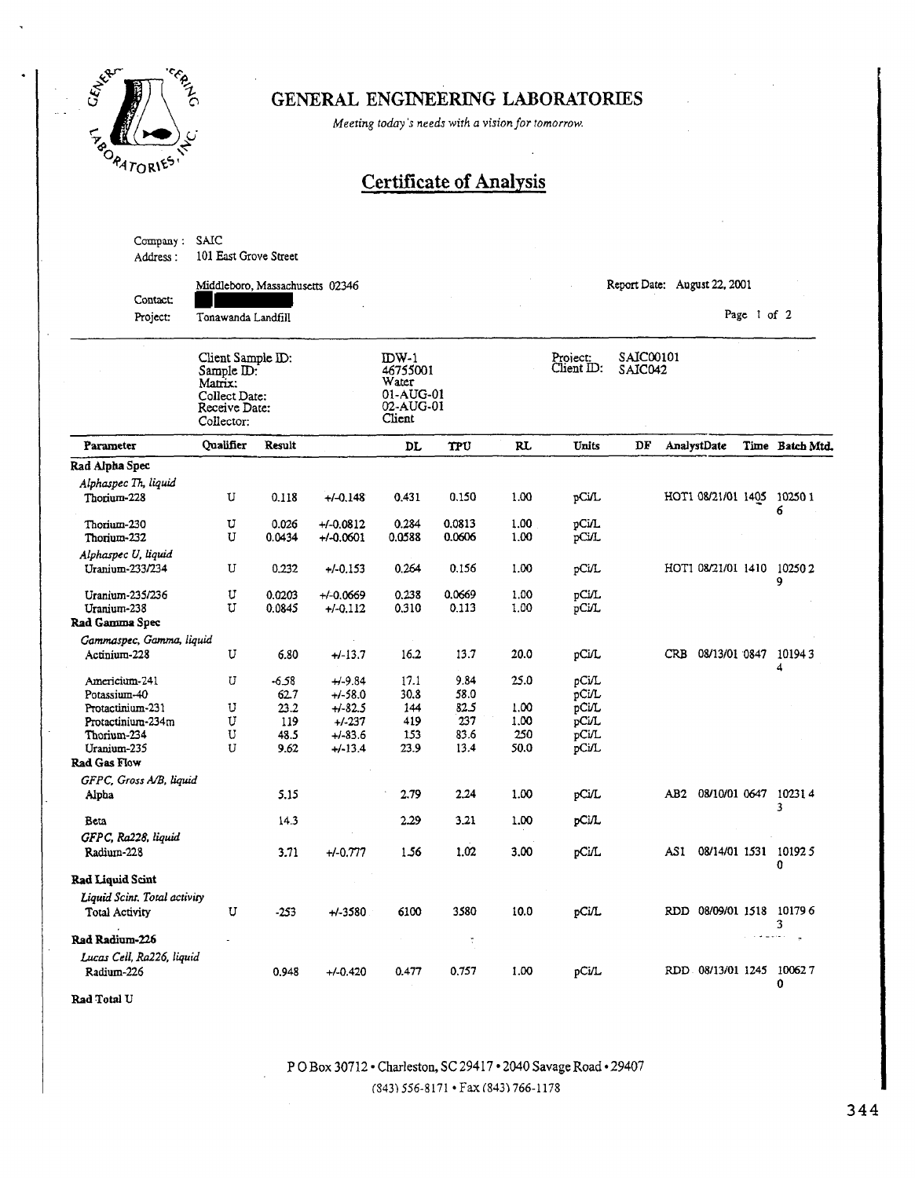# GENERAL ENGINEERING LABORATORIES

*Meeting today's needs with a vision for tomorrow.*

## Certificate of Analysis

Company : SAIC
Address : 101 East Grove Street

Middleboro, Massachusetts 02346

Contact:
Project: Tonawanda Landfill

Report Date: August 22, 2001

| | | | |
|---|---|---|---|
| Client Sample ID: | IDW-1 | Project: | SAIC00101 |
| Sample ID: | 46755001 | Client ID: | SAIC042 |
| Matrix: | Water | | |
| Collect Date: | 01-AUG-01 | | |
| Receive Date: | 02-AUG-01 | | |
| Collector: | Client | | |

| Parameter | Qualifier | Result | | DL | TPU | RL | Units | DF | AnalystDate | Time | Batch | Mtd. |
|---|---|---|---|---|---|---|---|---|---|---|---|---|
| **Rad Alpha Spec** | | | | | | | | | | | | |
| *Alphaspec Th, liquid* | | | | | | | | | | | | |
| Thorium-228 | U | 0.118 | +/-0.148 | 0.431 | 0.150 | 1.00 | pCi/L | | HOT1 08/21/01 | 1405 | 102501 | 6 |
| Thorium-230 | U | 0.026 | +/-0.0812 | 0.284 | 0.0813 | 1.00 | pCi/L | | | | | |
| Thorium-232 | U | 0.0434 | +/-0.0601 | 0.0588 | 0.0606 | 1.00 | pCi/L | | | | | |
| *Alphaspec U, liquid* | | | | | | | | | | | | |
| Uranium-233/234 | U | 0.232 | +/-0.153 | 0.264 | 0.156 | 1.00 | pCi/L | | HOT1 08/21/01 | 1410 | 102502 | 9 |
| Uranium-235/236 | U | 0.0203 | +/-0.0669 | 0.238 | 0.0669 | 1.00 | pCi/L | | | | | |
| Uranium-238 | U | 0.0845 | +/-0.112 | 0.310 | 0.113 | 1.00 | pCi/L | | | | | |
| **Rad Gamma Spec** | | | | | | | | | | | | |
| *Gammaspec, Gamma, liquid* | | | | | | | | | | | | |
| Actinium-228 | U | 6.80 | +/-13.7 | 16.2 | 13.7 | 20.0 | pCi/L | | CRB 08/13/01 | 0847 | 101943 | 4 |
| Americium-241 | U | -6.58 | +/-9.84 | 17.1 | 9.84 | 25.0 | pCi/L | | | | | |
| Potassium-40 | | 62.7 | +/-58.0 | 30.8 | 58.0 | | pCi/L | | | | | |
| Protactinium-231 | U | 23.2 | +/-82.5 | 144 | 82.5 | 1.00 | pCi/L | | | | | |
| Protactinium-234m | U | 119 | +/-237 | 419 | 237 | 1.00 | pCi/L | | | | | |
| Thorium-234 | U | 48.5 | +/-83.6 | 153 | 83.6 | 250 | pCi/L | | | | | |
| Uranium-235 | U | 9.62 | +/-13.4 | 23.9 | 13.4 | 50.0 | pCi/L | | | | | |
| **Rad Gas Flow** | | | | | | | | | | | | |
| *GFPC, Gross A/B, liquid* | | | | | | | | | | | | |
| Alpha | | 5.15 | | 2.79 | 2.24 | 1.00 | pCi/L | | AB2 08/10/01 | 0647 | 102314 | 3 |
| Beta | | 14.3 | | 2.29 | 3.21 | 1.00 | pCi/L | | | | | |
| *GFPC, Ra228, liquid* | | | | | | | | | | | | |
| Radium-228 | | 3.71 | +/-0.777 | 1.56 | 1.02 | 3.00 | pCi/L | | AS1 08/14/01 | 1531 | 101925 | 0 |
| **Rad Liquid Scint** | | | | | | | | | | | | |
| *Liquid Scint. Total activity* | | | | | | | | | | | | |
| Total Activity | U | -253 | +/-3580 | 6100 | 3580 | 10.0 | pCi/L | | RDD 08/09/01 | 1518 | 101796 | 3 |
| **Rad Radium-226** | | | | | | | | | | | | |
| *Lucas Cell, Ra226, liquid* | | | | | | | | | | | | |
| Radium-226 | | 0.948 | +/-0.420 | 0.477 | 0.757 | 1.00 | pCi/L | | RDD 08/13/01 | 1245 | 100627 | 0 |
| **Rad Total U** | | | | | | | | | | | | |

P O Box 30712 • Charleston, SC 29417 • 2040 Savage Road • 29407
(843) 556-8171 • Fax (843) 766-1178